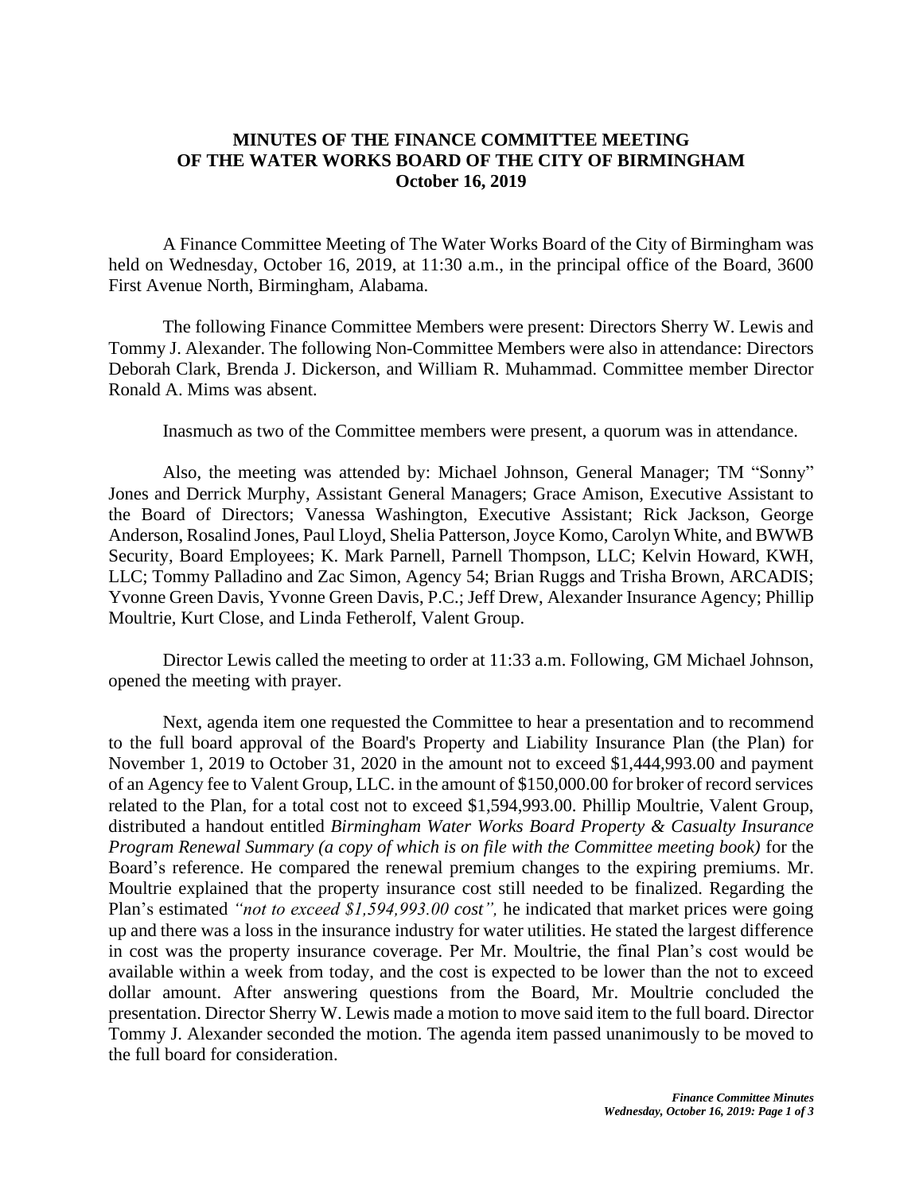# MINUTES OF THE FINANCE COMMITTEE MEETING OF THE WATER WORKS BOARD OF THE CITY OF BIRMINGHAM

**October 16, 2019**

A Finance Committee Meeting of The Water Works Board of the City of Birmingham was held on Wednesday, October 16, 2019, at 11:30 a.m., in the principal office of the Board, 3600 First Avenue North, Birmingham, Alabama.

The following Finance Committee Members were present: Directors Sherry W. Lewis and Tommy J. Alexander. The following Non-Committee Members were also in attendance: Directors Deborah Clark, Brenda J. Dickerson, and William R. Muhammad. Committee member Director Ronald A. Mims was absent.

Inasmuch as two of the Committee members were present, a quorum was in attendance.

Also, the meeting was attended by: Michael Johnson, General Manager; TM "Sonny" Jones and Derrick Murphy, Assistant General Managers; Grace Amison, Executive Assistant to the Board of Directors; Vanessa Washington, Executive Assistant; Rick Jackson, George Anderson, Rosalind Jones, Paul Lloyd, Shelia Patterson, Joyce Komo, Carolyn White, and BWWB Security, Board Employees; K. Mark Parnell, Parnell Thompson, LLC; Kelvin Howard, KWH, LLC; Tommy Palladino and Zac Simon, Agency 54; Brian Ruggs and Trisha Brown, ARCADIS; Yvonne Green Davis, Yvonne Green Davis, P.C.; Jeff Drew, Alexander Insurance Agency; Phillip Moultrie, Kurt Close, and Linda Fetherolf, Valent Group.

Director Lewis called the meeting to order at 11:33 a.m. Following, GM Michael Johnson, opened the meeting with prayer.

Next, agenda item one requested the Committee to hear a presentation and to recommend to the full board approval of the Board's Property and Liability Insurance Plan (the Plan) for November 1, 2019 to October 31, 2020 in the amount not to exceed $1,444,993.00 and payment of an Agency fee to Valent Group, LLC. in the amount of $150,000.00 for broker of record services related to the Plan, for a total cost not to exceed $1,594,993.00. Phillip Moultrie, Valent Group, distributed a handout entitled *Birmingham Water Works Board Property & Casualty Insurance Program Renewal Summary (a copy of which is on file with the Committee meeting book)* for the Board's reference. He compared the renewal premium changes to the expiring premiums. Mr. Moultrie explained that the property insurance cost still needed to be finalized. Regarding the Plan's estimated *"not to exceed $1,594,993.00 cost",* he indicated that market prices were going up and there was a loss in the insurance industry for water utilities. He stated the largest difference in cost was the property insurance coverage. Per Mr. Moultrie, the final Plan's cost would be available within a week from today, and the cost is expected to be lower than the not to exceed dollar amount. After answering questions from the Board, Mr. Moultrie concluded the presentation. Director Sherry W. Lewis made a motion to move said item to the full board. Director Tommy J. Alexander seconded the motion. The agenda item passed unanimously to be moved to the full board for consideration.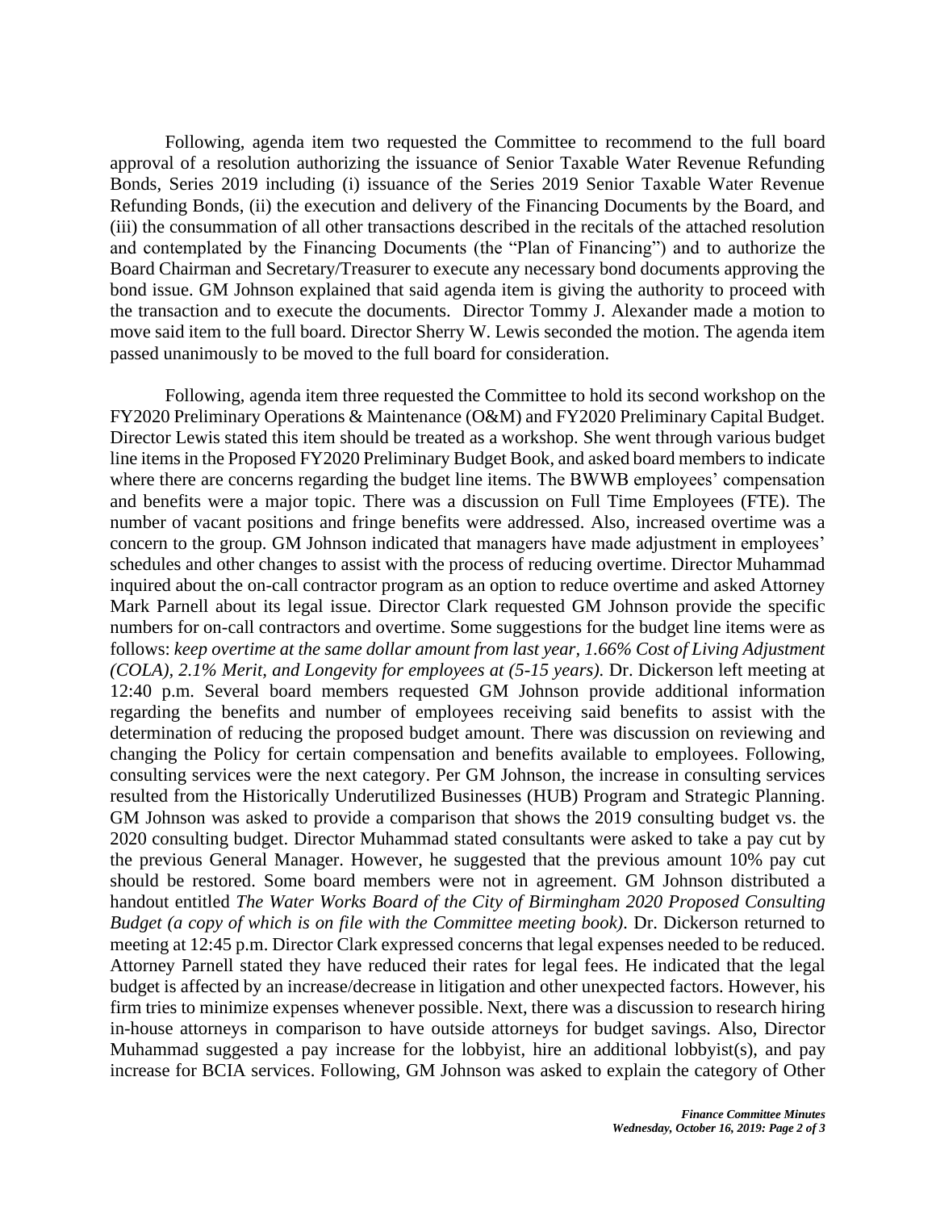Following, agenda item two requested the Committee to recommend to the full board approval of a resolution authorizing the issuance of Senior Taxable Water Revenue Refunding Bonds, Series 2019 including (i) issuance of the Series 2019 Senior Taxable Water Revenue Refunding Bonds, (ii) the execution and delivery of the Financing Documents by the Board, and (iii) the consummation of all other transactions described in the recitals of the attached resolution and contemplated by the Financing Documents (the "Plan of Financing") and to authorize the Board Chairman and Secretary/Treasurer to execute any necessary bond documents approving the bond issue. GM Johnson explained that said agenda item is giving the authority to proceed with the transaction and to execute the documents. Director Tommy J. Alexander made a motion to move said item to the full board. Director Sherry W. Lewis seconded the motion. The agenda item passed unanimously to be moved to the full board for consideration.

Following, agenda item three requested the Committee to hold its second workshop on the FY2020 Preliminary Operations & Maintenance (O&M) and FY2020 Preliminary Capital Budget. Director Lewis stated this item should be treated as a workshop. She went through various budget line items in the Proposed FY2020 Preliminary Budget Book, and asked board members to indicate where there are concerns regarding the budget line items. The BWWB employees' compensation and benefits were a major topic. There was a discussion on Full Time Employees (FTE). The number of vacant positions and fringe benefits were addressed. Also, increased overtime was a concern to the group. GM Johnson indicated that managers have made adjustment in employees' schedules and other changes to assist with the process of reducing overtime. Director Muhammad inquired about the on-call contractor program as an option to reduce overtime and asked Attorney Mark Parnell about its legal issue. Director Clark requested GM Johnson provide the specific numbers for on-call contractors and overtime. Some suggestions for the budget line items were as follows: *keep overtime at the same dollar amount from last year, 1.66% Cost of Living Adjustment (COLA), 2.1% Merit, and Longevity for employees at (5-15 years).* Dr. Dickerson left meeting at 12:40 p.m. Several board members requested GM Johnson provide additional information regarding the benefits and number of employees receiving said benefits to assist with the determination of reducing the proposed budget amount. There was discussion on reviewing and changing the Policy for certain compensation and benefits available to employees. Following, consulting services were the next category. Per GM Johnson, the increase in consulting services resulted from the Historically Underutilized Businesses (HUB) Program and Strategic Planning. GM Johnson was asked to provide a comparison that shows the 2019 consulting budget vs. the 2020 consulting budget. Director Muhammad stated consultants were asked to take a pay cut by the previous General Manager. However, he suggested that the previous amount 10% pay cut should be restored. Some board members were not in agreement. GM Johnson distributed a handout entitled *The Water Works Board of the City of Birmingham 2020 Proposed Consulting Budget (a copy of which is on file with the Committee meeting book)*. Dr. Dickerson returned to meeting at 12:45 p.m. Director Clark expressed concerns that legal expenses needed to be reduced. Attorney Parnell stated they have reduced their rates for legal fees. He indicated that the legal budget is affected by an increase/decrease in litigation and other unexpected factors. However, his firm tries to minimize expenses whenever possible. Next, there was a discussion to research hiring in-house attorneys in comparison to have outside attorneys for budget savings. Also, Director Muhammad suggested a pay increase for the lobbyist, hire an additional lobbyist(s), and pay increase for BCIA services. Following, GM Johnson was asked to explain the category of Other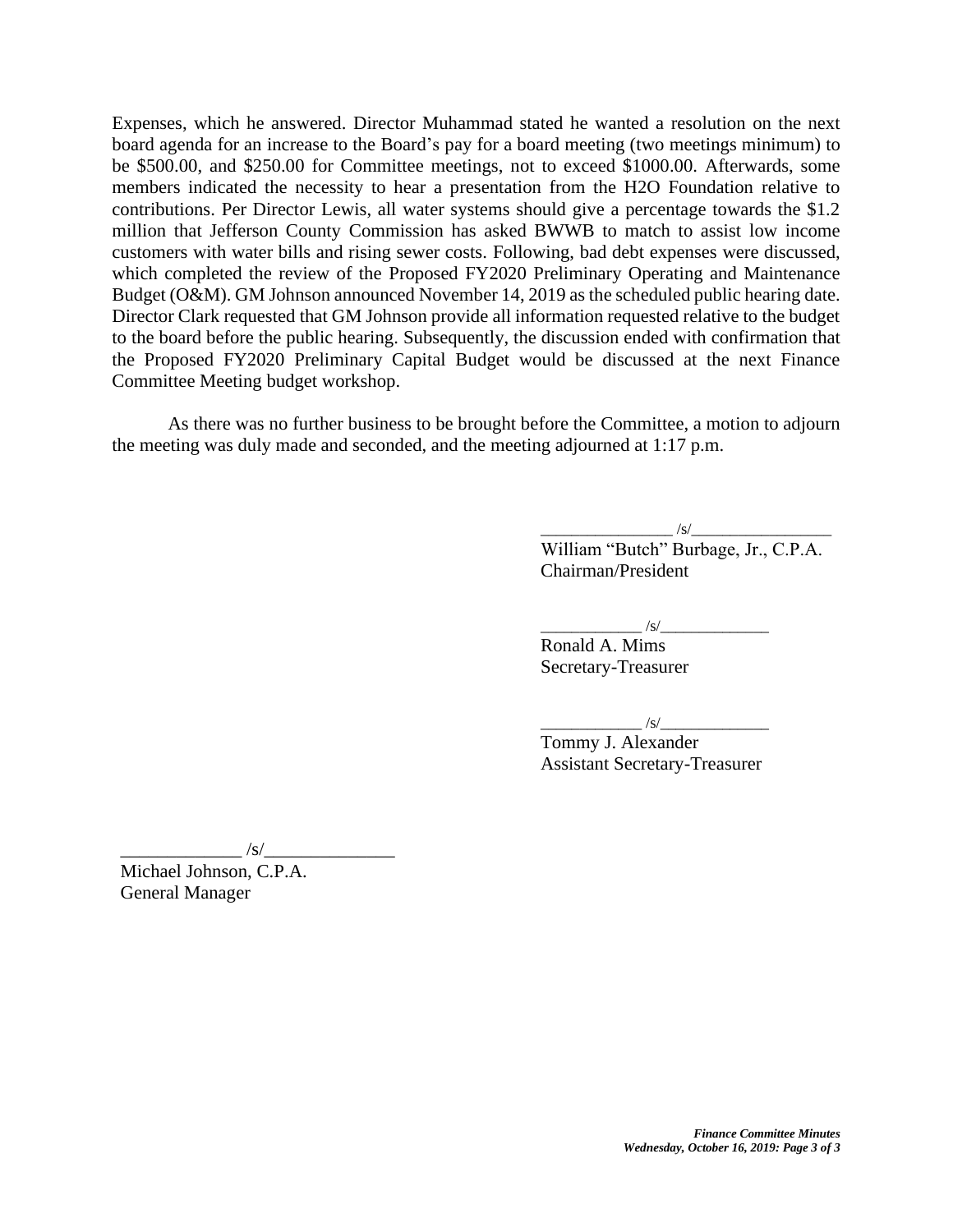Expenses, which he answered. Director Muhammad stated he wanted a resolution on the next board agenda for an increase to the Board's pay for a board meeting (two meetings minimum) to be $500.00, and $250.00 for Committee meetings, not to exceed $1000.00. Afterwards, some members indicated the necessity to hear a presentation from the H2O Foundation relative to contributions. Per Director Lewis, all water systems should give a percentage towards the $1.2 million that Jefferson County Commission has asked BWWB to match to assist low income customers with water bills and rising sewer costs. Following, bad debt expenses were discussed, which completed the review of the Proposed FY2020 Preliminary Operating and Maintenance Budget (O&M). GM Johnson announced November 14, 2019 as the scheduled public hearing date. Director Clark requested that GM Johnson provide all information requested relative to the budget to the board before the public hearing. Subsequently, the discussion ended with confirmation that the Proposed FY2020 Preliminary Capital Budget would be discussed at the next Finance Committee Meeting budget workshop.

As there was no further business to be brought before the Committee, a motion to adjourn the meeting was duly made and seconded, and the meeting adjourned at 1:17 p.m.

_______________ /s/________________
William "Butch" Burbage, Jr., C.P.A.
Chairman/President

____________ /s/_____________
Ronald A. Mims
Secretary-Treasurer

____________ /s/_____________
Tommy J. Alexander
Assistant Secretary-Treasurer

_____________ /s/______________
Michael Johnson, C.P.A.
General Manager